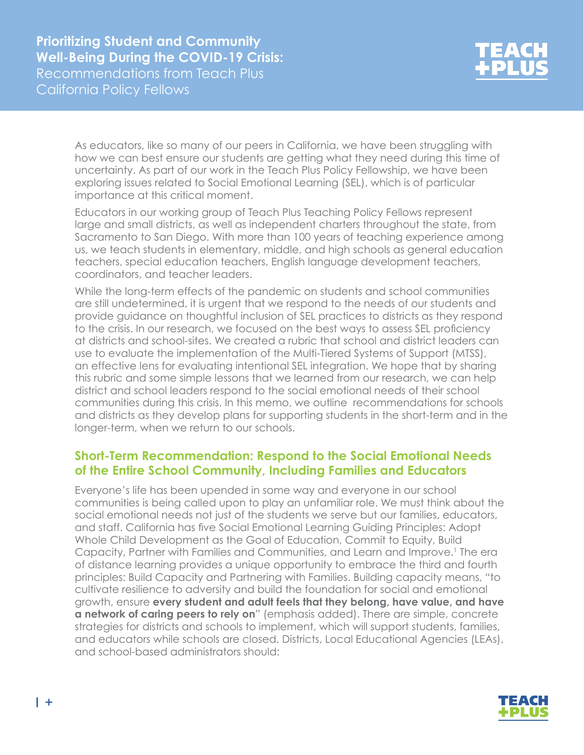# Prioritizing Student and Community Well-Being During the COVID-19 Crisis: Recommendations from Teach Plus California Policy Fellows

As educators, like so many of our peers in California, we have been struggling with how we can best ensure our students are getting what they need during this time of uncertainty. As part of our work in the Teach Plus Policy Fellowship, we have been exploring issues related to Social Emotional Learning (SEL), which is of particular importance at this critical moment.

Educators in our working group of Teach Plus Teaching Policy Fellows represent large and small districts, as well as independent charters throughout the state, from Sacramento to San Diego. With more than 100 years of teaching experience among us, we teach students in elementary, middle, and high schools as general education teachers, special education teachers, English language development teachers, coordinators, and teacher leaders.

While the long-term effects of the pandemic on students and school communities are still undetermined, it is urgent that we respond to the needs of our students and provide guidance on thoughtful inclusion of SEL practices to districts as they respond to the crisis. In our research, we focused on the best ways to assess SEL proficiency at districts and school-sites. We created a rubric that school and district leaders can use to evaluate the implementation of the Multi-Tiered Systems of Support (MTSS), an effective lens for evaluating intentional SEL integration. We hope that by sharing this rubric and some simple lessons that we learned from our research, we can help district and school leaders respond to the social emotional needs of their school communities during this crisis. In this memo, we outline recommendations for schools and districts as they develop plans for supporting students in the short-term and in the longer-term, when we return to our schools.

## Short-Term Recommendation: Respond to the Social Emotional Needs of the Entire School Community, Including Families and Educators

Everyone's life has been upended in some way and everyone in our school communities is being called upon to play an unfamiliar role. We must think about the social emotional needs not just of the students we serve but our families, educators, and staff. California has five Social Emotional Learning Guiding Principles: Adopt Whole Child Development as the Goal of Education, Commit to Equity, Build Capacity, Partner with Families and Communities, and Learn and Improve.[1] The era of distance learning provides a unique opportunity to embrace the third and fourth principles: Build Capacity and Partnering with Families. Building capacity means, "to cultivate resilience to adversity and build the foundation for social and emotional growth, ensure **every student and adult feels that they belong, have value, and have a network of caring peers to rely on**" (emphasis added). There are simple, concrete strategies for districts and schools to implement, which will support students, families, and educators while schools are closed. Districts, Local Educational Agencies (LEAs), and school-based administrators should: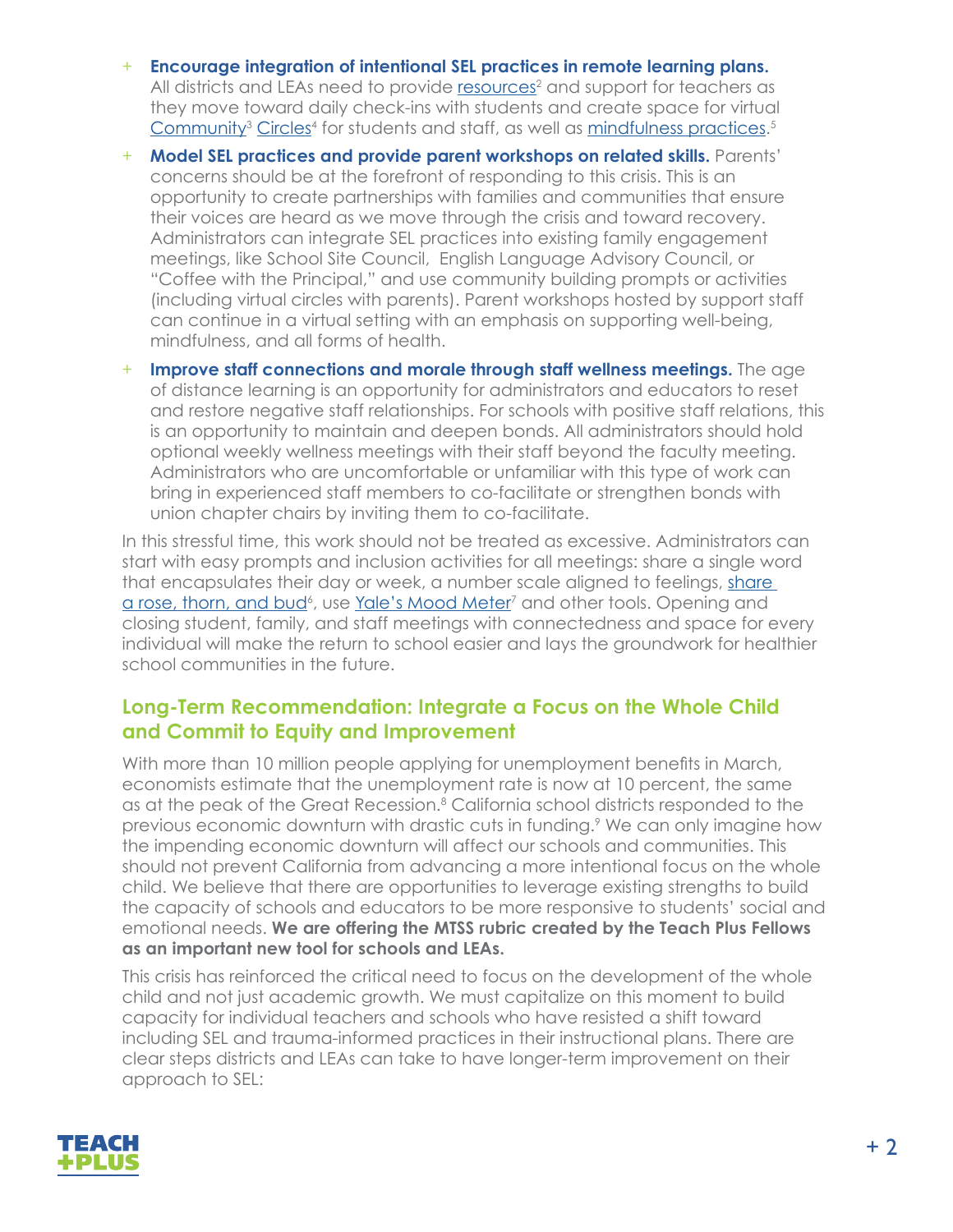- **Encourage integration of intentional SEL practices in remote learning plans.** All districts and LEAs need to provide resources[2] and support for teachers as they move toward daily check-ins with students and create space for virtual Community[3] Circles[4] for students and staff, as well as mindfulness practices.[5]
- **Model SEL practices and provide parent workshops on related skills.** Parents' concerns should be at the forefront of responding to this crisis. This is an opportunity to create partnerships with families and communities that ensure their voices are heard as we move through the crisis and toward recovery. Administrators can integrate SEL practices into existing family engagement meetings, like School Site Council, English Language Advisory Council, or "Coffee with the Principal," and use community building prompts or activities (including virtual circles with parents). Parent workshops hosted by support staff can continue in a virtual setting with an emphasis on supporting well-being, mindfulness, and all forms of health.
- **Improve staff connections and morale through staff wellness meetings.** The age of distance learning is an opportunity for administrators and educators to reset and restore negative staff relationships. For schools with positive staff relations, this is an opportunity to maintain and deepen bonds. All administrators should hold optional weekly wellness meetings with their staff beyond the faculty meeting. Administrators who are uncomfortable or unfamiliar with this type of work can bring in experienced staff members to co-facilitate or strengthen bonds with union chapter chairs by inviting them to co-facilitate.

In this stressful time, this work should not be treated as excessive. Administrators can start with easy prompts and inclusion activities for all meetings: share a single word that encapsulates their day or week, a number scale aligned to feelings, share a rose, thorn, and bud[6], use Yale's Mood Meter[7] and other tools. Opening and closing student, family, and staff meetings with connectedness and space for every individual will make the return to school easier and lays the groundwork for healthier school communities in the future.

## Long-Term Recommendation: Integrate a Focus on the Whole Child and Commit to Equity and Improvement

With more than 10 million people applying for unemployment benefits in March, economists estimate that the unemployment rate is now at 10 percent, the same as at the peak of the Great Recession.[8] California school districts responded to the previous economic downturn with drastic cuts in funding.[9] We can only imagine how the impending economic downturn will affect our schools and communities. This should not prevent California from advancing a more intentional focus on the whole child. We believe that there are opportunities to leverage existing strengths to build the capacity of schools and educators to be more responsive to students' social and emotional needs. **We are offering the MTSS rubric created by the Teach Plus Fellows as an important new tool for schools and LEAs.**

This crisis has reinforced the critical need to focus on the development of the whole child and not just academic growth. We must capitalize on this moment to build capacity for individual teachers and schools who have resisted a shift toward including SEL and trauma-informed practices in their instructional plans. There are clear steps districts and LEAs can take to have longer-term improvement on their approach to SEL: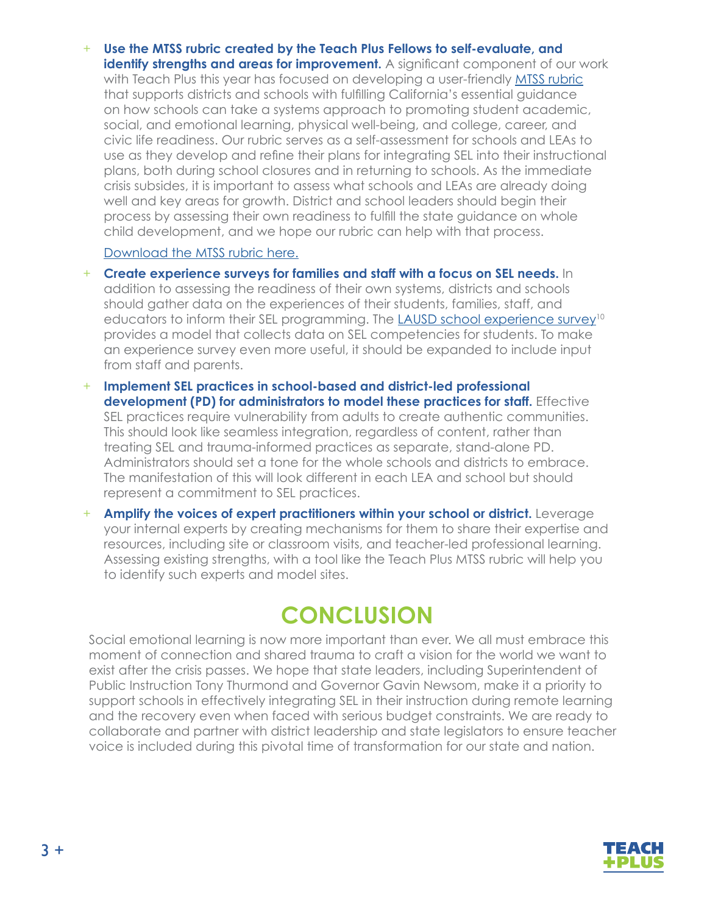- **Use the MTSS rubric created by the Teach Plus Fellows to self-evaluate, and identify strengths and areas for improvement.** A significant component of our work with Teach Plus this year has focused on developing a user-friendly MTSS rubric that supports districts and schools with fulfilling California's essential guidance on how schools can take a systems approach to promoting student academic, social, and emotional learning, physical well-being, and college, career, and civic life readiness. Our rubric serves as a self-assessment for schools and LEAs to use as they develop and refine their plans for integrating SEL into their instructional plans, both during school closures and in returning to schools. As the immediate crisis subsides, it is important to assess what schools and LEAs are already doing well and key areas for growth. District and school leaders should begin their process by assessing their own readiness to fulfill the state guidance on whole child development, and we hope our rubric can help with that process.

  Download the MTSS rubric here.

- **Create experience surveys for families and staff with a focus on SEL needs.** In addition to assessing the readiness of their own systems, districts and schools should gather data on the experiences of their students, families, staff, and educators to inform their SEL programming. The LAUSD school experience survey[10] provides a model that collects data on SEL competencies for students. To make an experience survey even more useful, it should be expanded to include input from staff and parents.

- **Implement SEL practices in school-based and district-led professional development (PD) for administrators to model these practices for staff.** Effective SEL practices require vulnerability from adults to create authentic communities. This should look like seamless integration, regardless of content, rather than treating SEL and trauma-informed practices as separate, stand-alone PD. Administrators should set a tone for the whole schools and districts to embrace. The manifestation of this will look different in each LEA and school but should represent a commitment to SEL practices.

- **Amplify the voices of expert practitioners within your school or district.** Leverage your internal experts by creating mechanisms for them to share their expertise and resources, including site or classroom visits, and teacher-led professional learning. Assessing existing strengths, with a tool like the Teach Plus MTSS rubric will help you to identify such experts and model sites.

# CONCLUSION

Social emotional learning is now more important than ever. We all must embrace this moment of connection and shared trauma to craft a vision for the world we want to exist after the crisis passes. We hope that state leaders, including Superintendent of Public Instruction Tony Thurmond and Governor Gavin Newsom, make it a priority to support schools in effectively integrating SEL in their instruction during remote learning and the recovery even when faced with serious budget constraints. We are ready to collaborate and partner with district leadership and state legislators to ensure teacher voice is included during this pivotal time of transformation for our state and nation.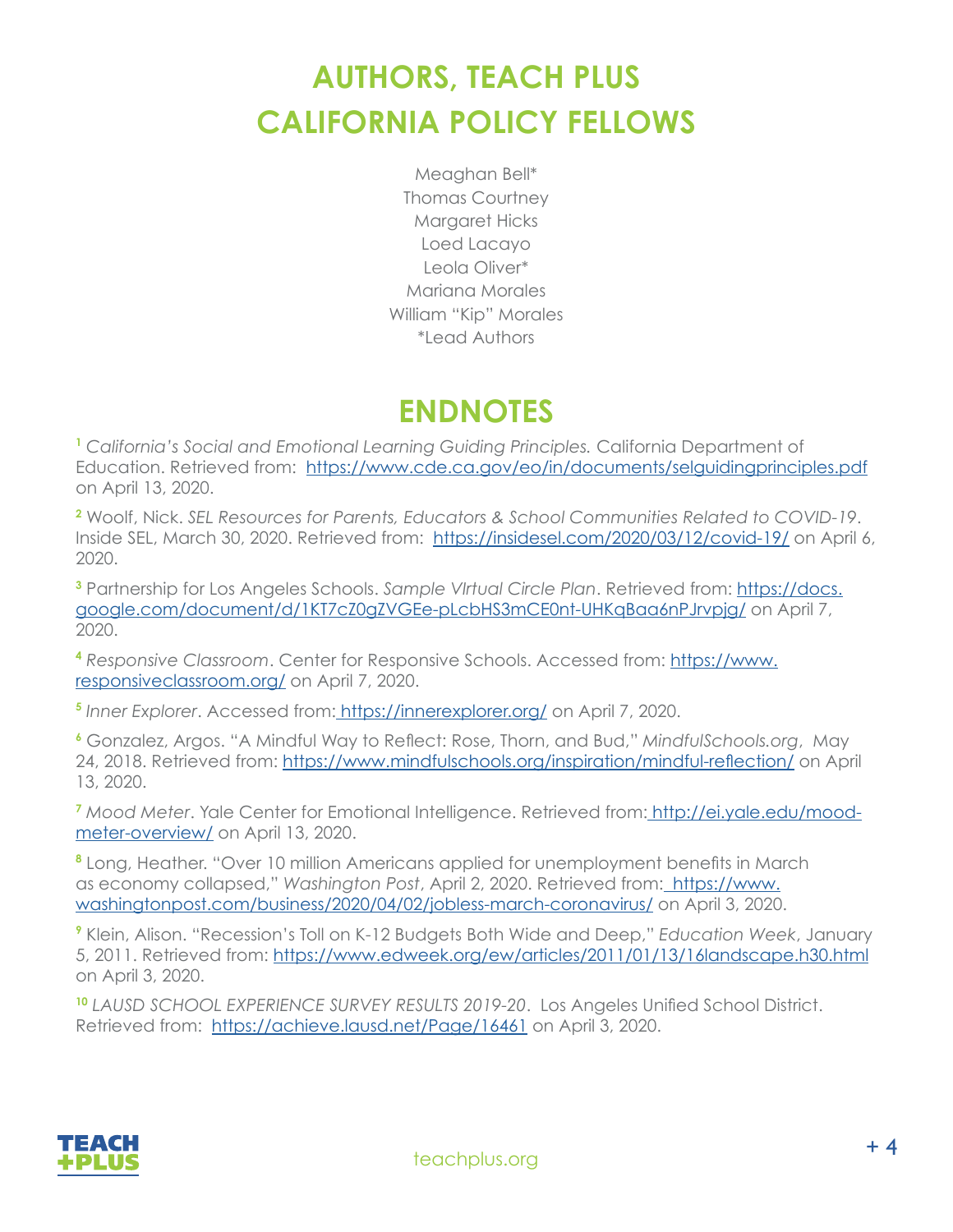# AUTHORS, TEACH PLUS CALIFORNIA POLICY FELLOWS

Meaghan Bell*
Thomas Courtney
Margaret Hicks
Loed Lacayo
Leola Oliver*
Mariana Morales
William "Kip" Morales
*Lead Authors

# ENDNOTES

[1] *California's Social and Emotional Learning Guiding Principles.* California Department of Education. Retrieved from: https://www.cde.ca.gov/eo/in/documents/selguidingprinciples.pdf on April 13, 2020.

[2] Woolf, Nick. *SEL Resources for Parents, Educators & School Communities Related to COVID-19*. Inside SEL, March 30, 2020. Retrieved from: https://insidesel.com/2020/03/12/covid-19/ on April 6, 2020.

[3] Partnership for Los Angeles Schools. *Sample VIrtual Circle Plan*. Retrieved from: https://docs.google.com/document/d/1KT7cZ0gZVGEe-pLcbHS3mCE0nt-UHKqBaa6nPJrvpjg/ on April 7, 2020.

[4] *Responsive Classroom*. Center for Responsive Schools. Accessed from: https://www.responsiveclassroom.org/ on April 7, 2020.

[5] *Inner Explorer*. Accessed from: https://innerexplorer.org/ on April 7, 2020.

[6] Gonzalez, Argos. "A Mindful Way to Reflect: Rose, Thorn, and Bud," *MindfulSchools.org*, May 24, 2018. Retrieved from: https://www.mindfulschools.org/inspiration/mindful-reflection/ on April 13, 2020.

[7] *Mood Meter*. Yale Center for Emotional Intelligence. Retrieved from: http://ei.yale.edu/mood-meter-overview/ on April 13, 2020.

[8] Long, Heather. "Over 10 million Americans applied for unemployment benefits in March as economy collapsed," *Washington Post*, April 2, 2020. Retrieved from: https://www.washingtonpost.com/business/2020/04/02/jobless-march-coronavirus/ on April 3, 2020.

[9] Klein, Alison. "Recession's Toll on K-12 Budgets Both Wide and Deep," *Education Week*, January 5, 2011. Retrieved from: https://www.edweek.org/ew/articles/2011/01/13/16landscape.h30.html on April 3, 2020.

[10] *LAUSD SCHOOL EXPERIENCE SURVEY RESULTS 2019-20*. Los Angeles Unified School District. Retrieved from: https://achieve.lausd.net/Page/16461 on April 3, 2020.